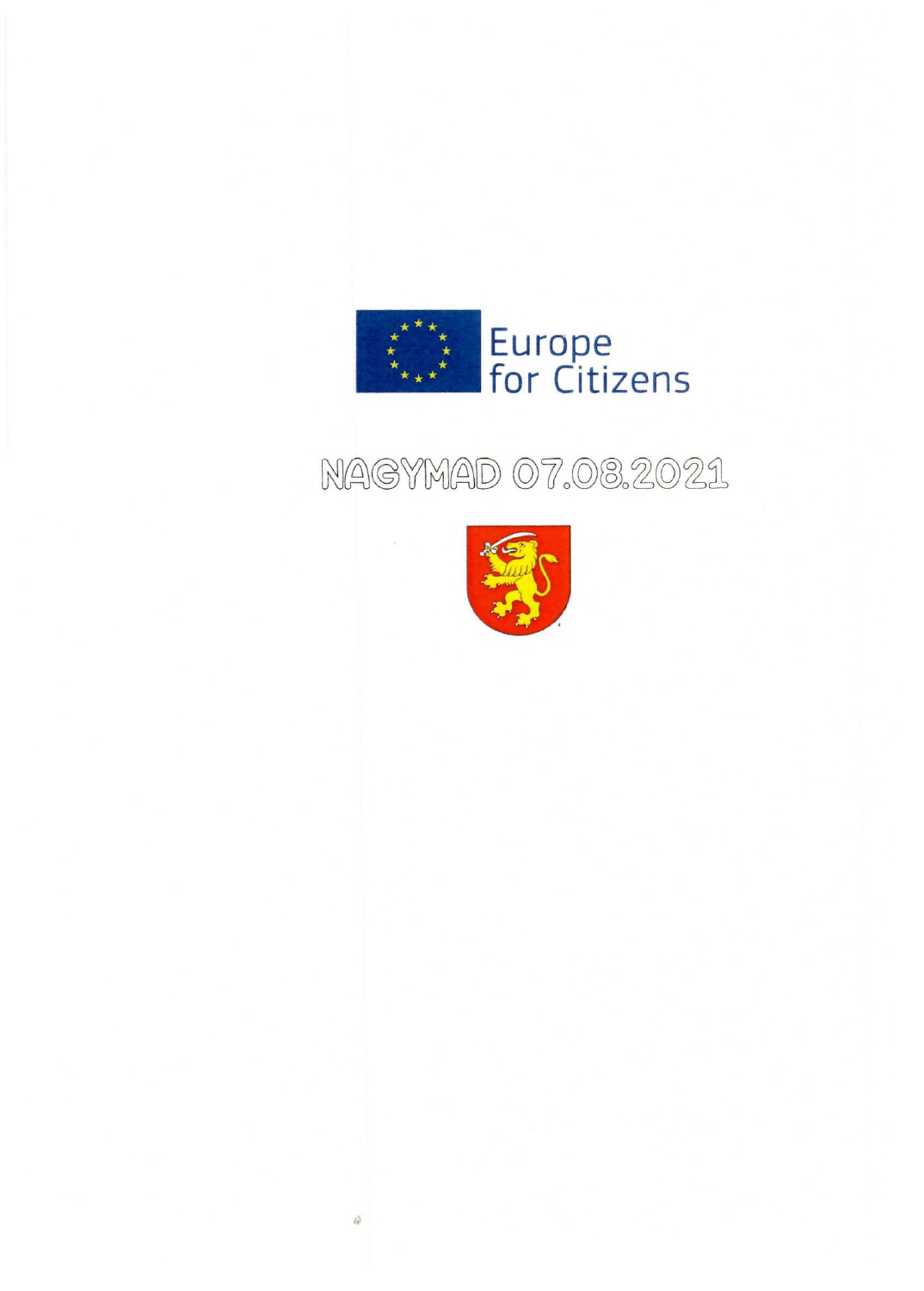Europe for Citizens

# NAGYMAD 07.08.2021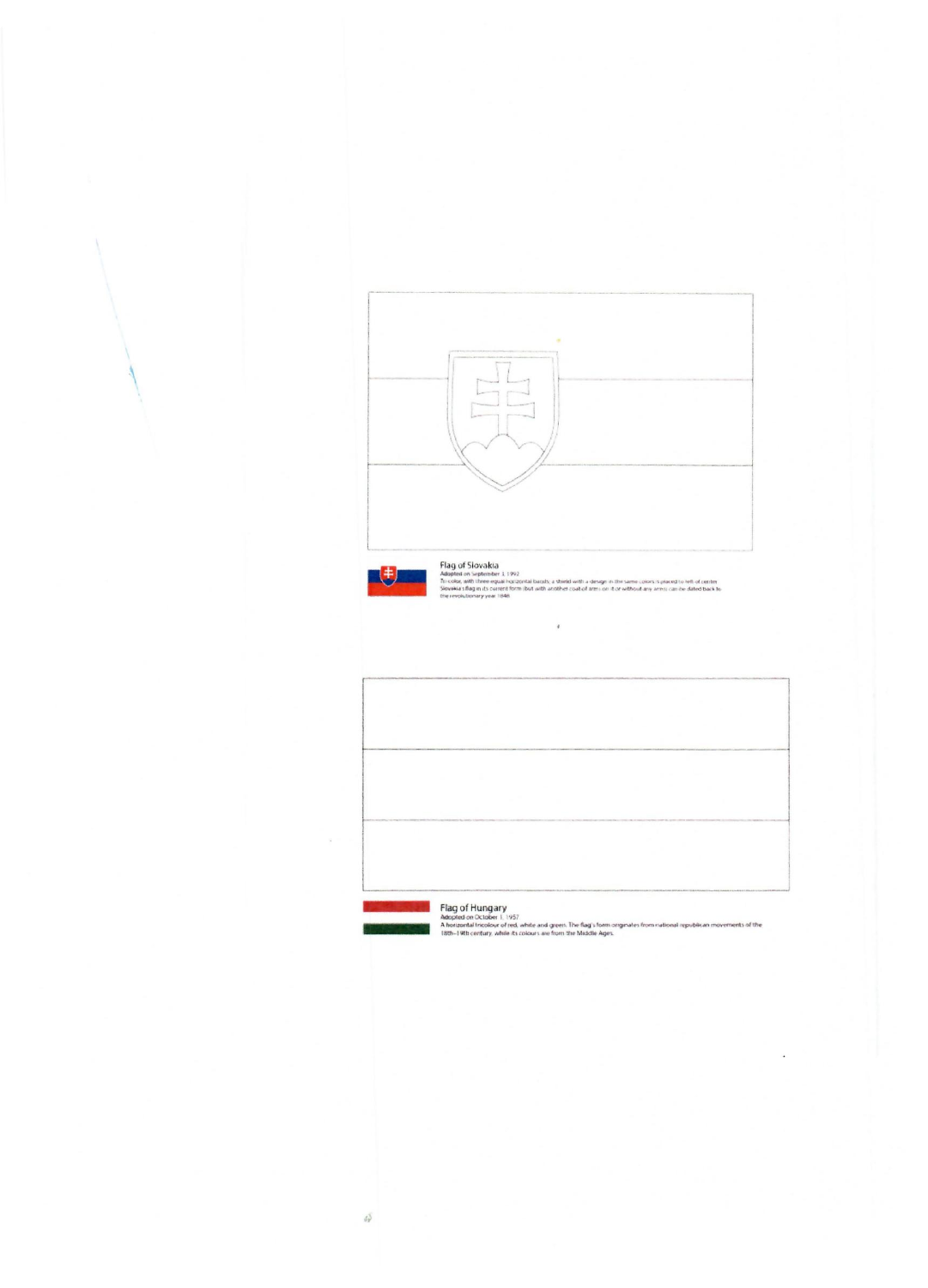**Flag of Slovakia**

Adopted on September 1, 1992

Tricolor, with three equal horizontal bands; a shield with a design in the same colors is placed to left of center. Slovakia's flag in its current form (but with another coat of arms on it or without any arms) can be dated back to the revolutionary year 1848.

**Flag of Hungary**

Adopted on October 1, 1957

A horizontal tricolour of red, white and green. The flag's form originates from national republican movements of the 18th–19th century, while its colours are from the Middle Ages.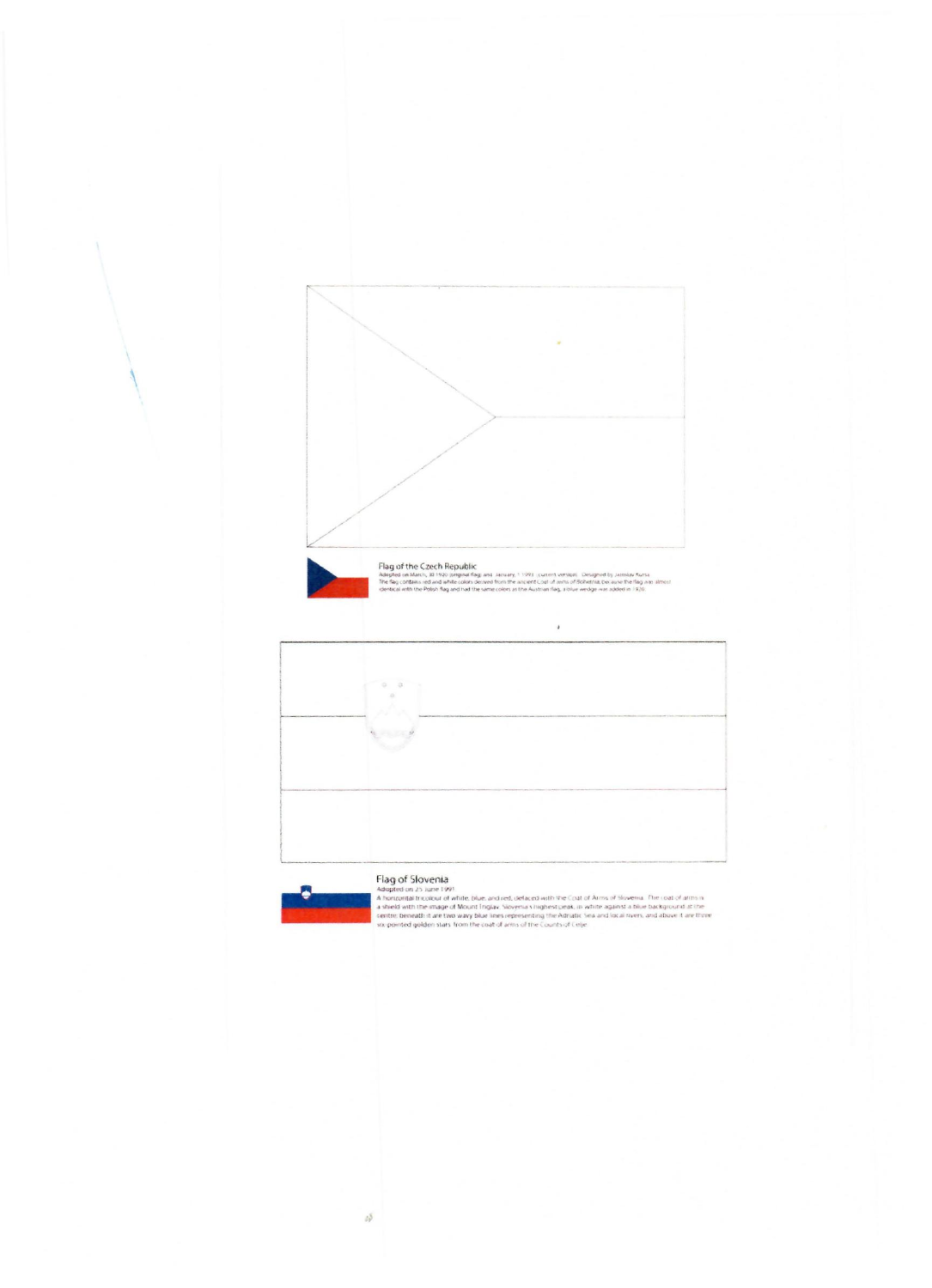## Flag of the Czech Republic

Adopted on March, 30 1920 (original flag) and January, 1 1993 (current version). Designed by Jaroslav Kursa.
The flag contains red and white colors derived from the ancient Coat of arms of Bohemia. Because the flag was almost identical with the Polish flag and had the same colors as the Austrian flag, a blue wedge was added in 1920.

## Flag of Slovenia

Adopted on 25 June 1991

A horizontal tricolour of white, blue, and red, defaced with the Coat of Arms of Slovenia. The coat of arms is a shield with the image of Mount Triglav, Slovenia's highest peak, in white against a blue background at the centre; beneath it are two wavy blue lines representing the Adriatic Sea and local rivers, and above it are three six-pointed golden stars from the coat of arms of the Counts of Celje.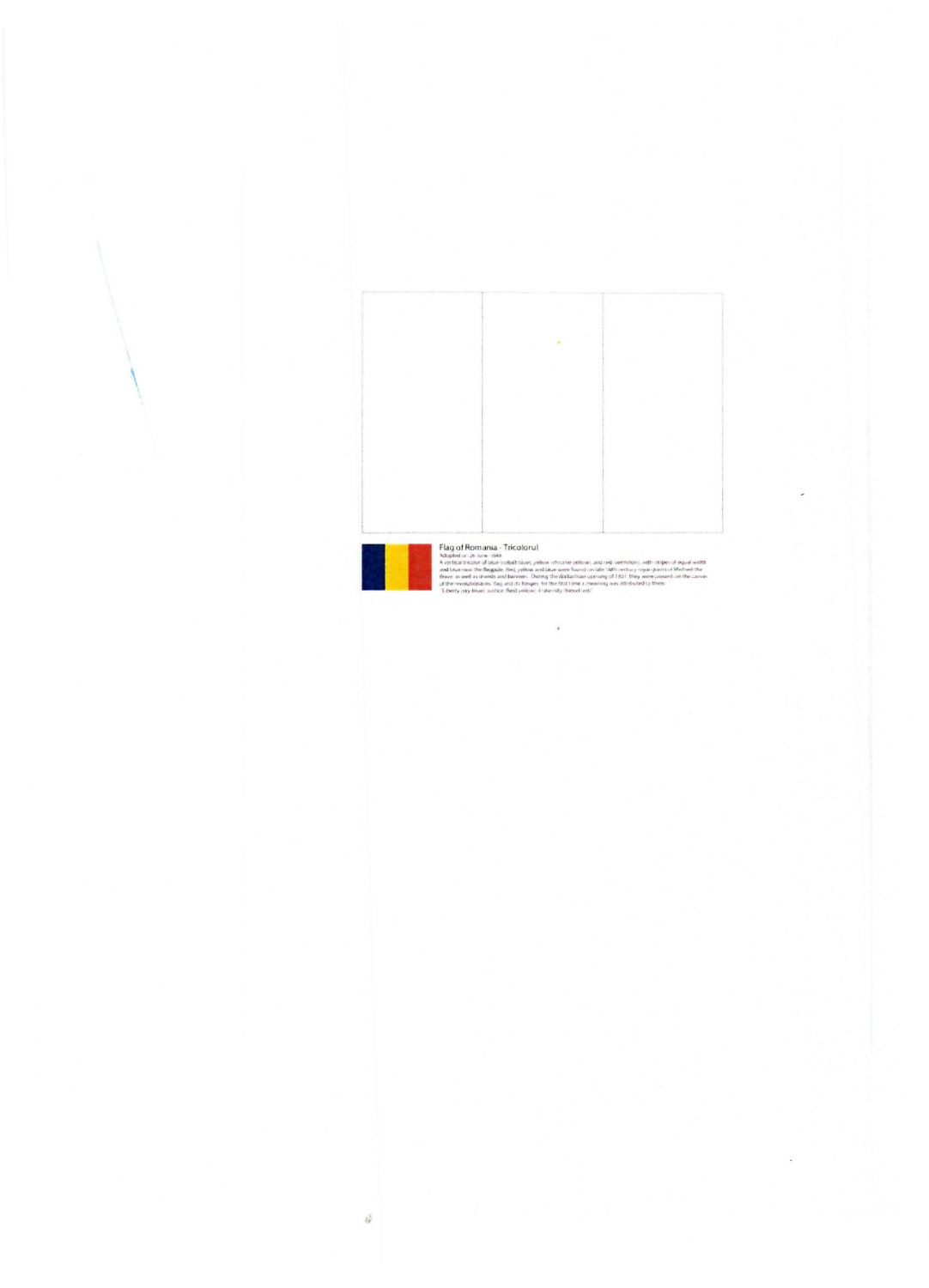Flag of Romania - Tricolorul

Adopted on 26 June 1848

A vertical tricolor of blue (cobalt blue), yellow (chrome yellow), and red (vermilion), with stripes of equal width and blue near the flagpole. Red, yellow and blue were found on late 16th century royal grants of Michael the Brave, as well as shields and banners. During the Wallachian uprising of 1821, they were present on the canvas of the revolutionaries' flag and its fringes; for the first time a meaning was attributed to them: "Liberty (sky-blue), Justice (field yellow), Fraternity (blood red)".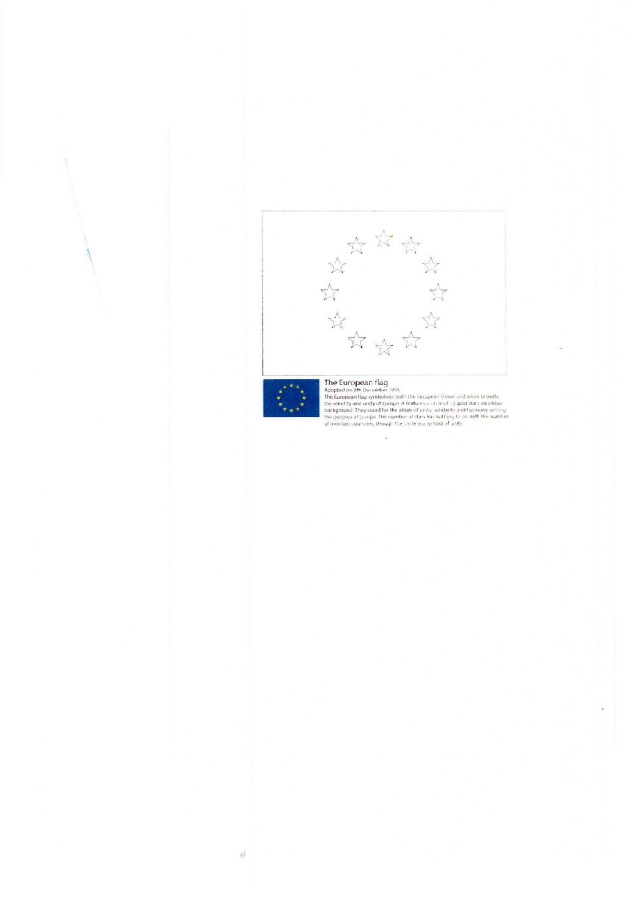## The European flag

Adopted on 8th December 1955

The European flag symbolises both the European Union and, more broadly, the identity and unity of Europe. It features a circle of 12 gold stars on a blue background. They stand for the ideals of unity, solidarity and harmony among the peoples of Europe. The number of stars has nothing to do with the number of member countries, though the circle is a symbol of unity.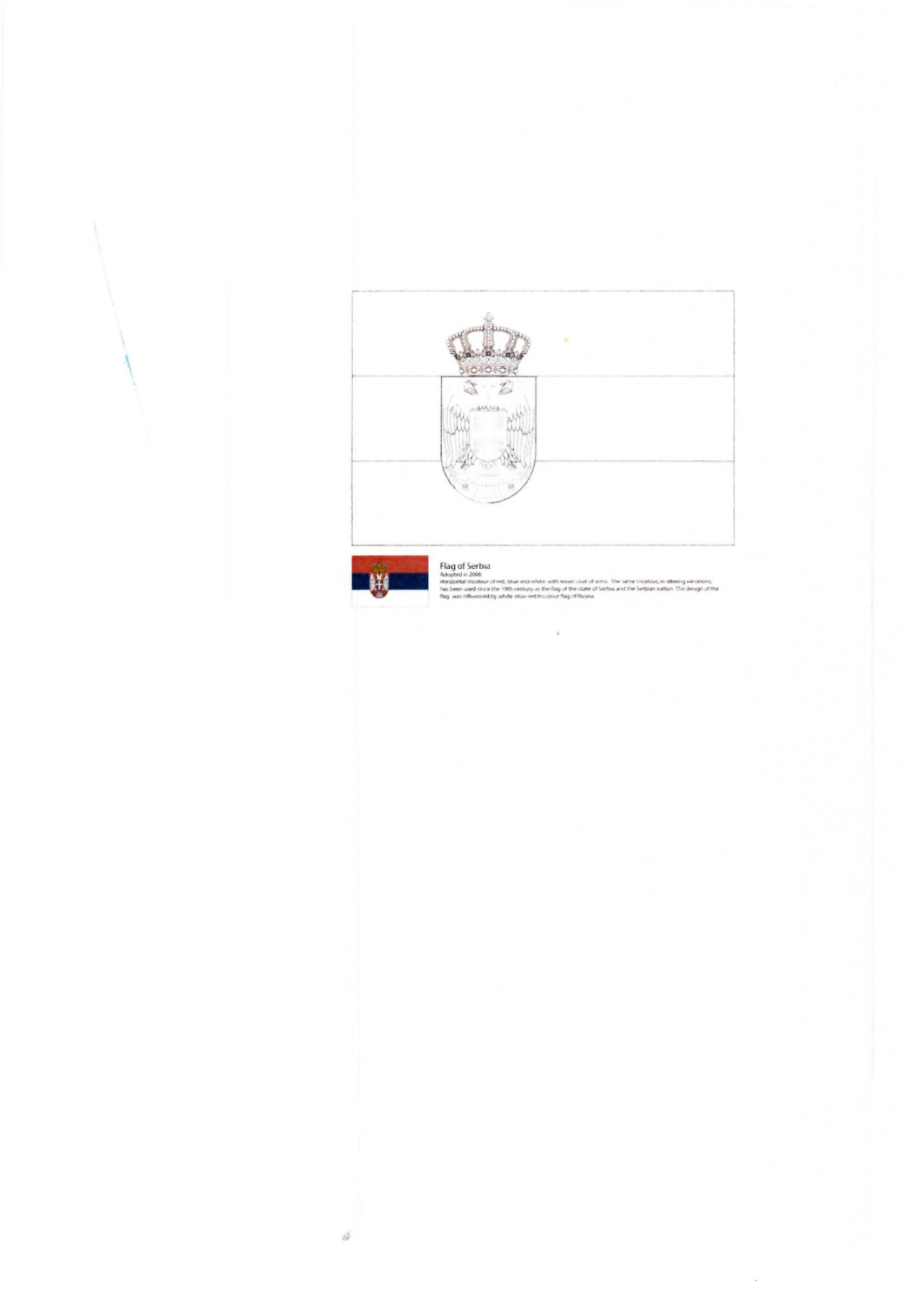## Flag of Serbia

Adopted in 2006

Horizontal tricolour of red, blue and white, with lesser coat of arms. The same tricolour, in altering variations, has been used since the 19th century as the flag of the state of Serbia and the Serbian nation. The design of the flag was influenced by white-blue-red tricolour flag of Russia.